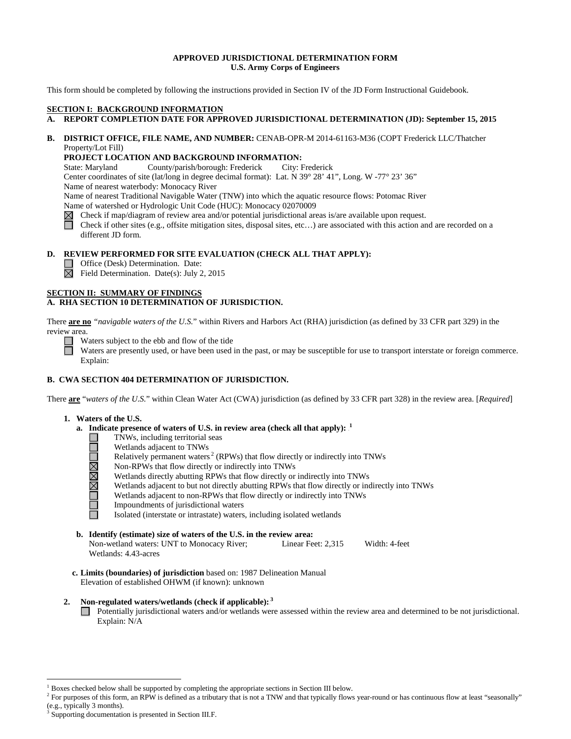**APPROVED JURISDICTIONAL DETERMINATION FORM**
**U.S. Army Corps of Engineers**

This form should be completed by following the instructions provided in Section IV of the JD Form Instructional Guidebook.

## SECTION I: BACKGROUND INFORMATION

**A. REPORT COMPLETION DATE FOR APPROVED JURISDICTIONAL DETERMINATION (JD): September 15, 2015**

**B. DISTRICT OFFICE, FILE NAME, AND NUMBER:** CENAB-OPR-M 2014-61163-M36 (COPT Frederick LLC/Thatcher Property/Lot Fill)

**PROJECT LOCATION AND BACKGROUND INFORMATION:**
State: Maryland County/parish/borough: Frederick City: Frederick
Center coordinates of site (lat/long in degree decimal format): Lat. N 39° 28' 41", Long. W -77° 23' 36"
Name of nearest waterbody: Monocacy River
Name of nearest Traditional Navigable Water (TNW) into which the aquatic resource flows: Potomac River
Name of watershed or Hydrologic Unit Code (HUC): Monocacy 02070009

- ☒ Check if map/diagram of review area and/or potential jurisdictional areas is/are available upon request.
- ☐ Check if other sites (e.g., offsite mitigation sites, disposal sites, etc…) are associated with this action and are recorded on a different JD form.

**D. REVIEW PERFORMED FOR SITE EVALUATION (CHECK ALL THAT APPLY):**

- ☐ Office (Desk) Determination. Date:
- ☒ Field Determination. Date(s): July 2, 2015

## SECTION II: SUMMARY OF FINDINGS

**A. RHA SECTION 10 DETERMINATION OF JURISDICTION.**

There **are no** *"navigable waters of the U.S."* within Rivers and Harbors Act (RHA) jurisdiction (as defined by 33 CFR part 329) in the review area.

- ☐ Waters subject to the ebb and flow of the tide
- ☐ Waters are presently used, or have been used in the past, or may be susceptible for use to transport interstate or foreign commerce. Explain:

**B. CWA SECTION 404 DETERMINATION OF JURISDICTION.**

There **are** "*waters of the U.S.*" within Clean Water Act (CWA) jurisdiction (as defined by 33 CFR part 328) in the review area. [*Required*]

**1. Waters of the U.S.**

**a. Indicate presence of waters of U.S. in review area (check all that apply):** [1]

- ☐ TNWs, including territorial seas
- ☐ Wetlands adjacent to TNWs
- ☐ Relatively permanent waters[2] (RPWs) that flow directly or indirectly into TNWs
- ☒ Non-RPWs that flow directly or indirectly into TNWs
- ☒ Wetlands directly abutting RPWs that flow directly or indirectly into TNWs
- ☒ Wetlands adjacent to but not directly abutting RPWs that flow directly or indirectly into TNWs
- ☐ Wetlands adjacent to non-RPWs that flow directly or indirectly into TNWs
- ☐ Impoundments of jurisdictional waters
- ☐ Isolated (interstate or intrastate) waters, including isolated wetlands

**b. Identify (estimate) size of waters of the U.S. in the review area:**
Non-wetland waters: UNT to Monocacy River; Linear Feet: 2,315 Width: 4-feet
Wetlands: 4.43-acres

**c. Limits (boundaries) of jurisdiction** based on: 1987 Delineation Manual
Elevation of established OHWM (if known): unknown

**2. Non-regulated waters/wetlands (check if applicable):** [3]

- ☐ Potentially jurisdictional waters and/or wetlands were assessed within the review area and determined to be not jurisdictional. Explain: N/A

---

[1] Boxes checked below shall be supported by completing the appropriate sections in Section III below.
[2] For purposes of this form, an RPW is defined as a tributary that is not a TNW and that typically flows year-round or has continuous flow at least "seasonally" (e.g., typically 3 months).
[3] Supporting documentation is presented in Section III.F.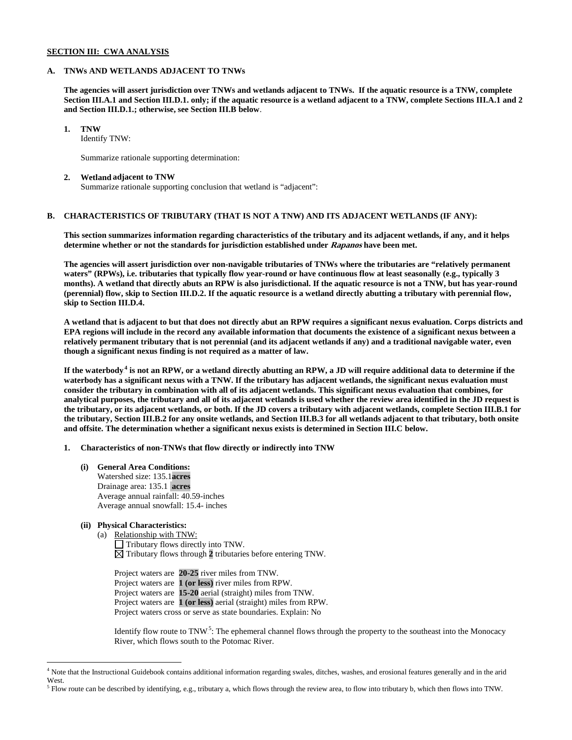**SECTION III: CWA ANALYSIS**

**A. TNWs AND WETLANDS ADJACENT TO TNWs**

**The agencies will assert jurisdiction over TNWs and wetlands adjacent to TNWs. If the aquatic resource is a TNW, complete Section III.A.1 and Section III.D.1. only; if the aquatic resource is a wetland adjacent to a TNW, complete Sections III.A.1 and 2 and Section III.D.1.; otherwise, see Section III.B below**.

1. **TNW**
   Identify TNW:

   Summarize rationale supporting determination:

2. **Wetland adjacent to TNW**
   Summarize rationale supporting conclusion that wetland is "adjacent":

**B. CHARACTERISTICS OF TRIBUTARY (THAT IS NOT A TNW) AND ITS ADJACENT WETLANDS (IF ANY):**

**This section summarizes information regarding characteristics of the tributary and its adjacent wetlands, if any, and it helps determine whether or not the standards for jurisdiction established under *Rapanos* have been met.**

**The agencies will assert jurisdiction over non-navigable tributaries of TNWs where the tributaries are "relatively permanent waters" (RPWs), i.e. tributaries that typically flow year-round or have continuous flow at least seasonally (e.g., typically 3 months). A wetland that directly abuts an RPW is also jurisdictional. If the aquatic resource is not a TNW, but has year-round (perennial) flow, skip to Section III.D.2. If the aquatic resource is a wetland directly abutting a tributary with perennial flow, skip to Section III.D.4.**

**A wetland that is adjacent to but that does not directly abut an RPW requires a significant nexus evaluation. Corps districts and EPA regions will include in the record any available information that documents the existence of a significant nexus between a relatively permanent tributary that is not perennial (and its adjacent wetlands if any) and a traditional navigable water, even though a significant nexus finding is not required as a matter of law.**

**If the waterbody[4] is not an RPW, or a wetland directly abutting an RPW, a JD will require additional data to determine if the waterbody has a significant nexus with a TNW. If the tributary has adjacent wetlands, the significant nexus evaluation must consider the tributary in combination with all of its adjacent wetlands. This significant nexus evaluation that combines, for analytical purposes, the tributary and all of its adjacent wetlands is used whether the review area identified in the JD request is the tributary, or its adjacent wetlands, or both. If the JD covers a tributary with adjacent wetlands, complete Section III.B.1 for the tributary, Section III.B.2 for any onsite wetlands, and Section III.B.3 for all wetlands adjacent to that tributary, both onsite and offsite. The determination whether a significant nexus exists is determined in Section III.C below.**

1. **Characteristics of non-TNWs that flow directly or indirectly into TNW**

   **(i) General Area Conditions:**
   Watershed size: 135.1**acres**
   Drainage area: 135.1 **acres**
   Average annual rainfall: 40.59-inches
   Average annual snowfall: 15.4- inches

   **(ii) Physical Characteristics:**
   (a) Relationship with TNW:
   ☐ Tributary flows directly into TNW.
   ☒ Tributary flows through **2** tributaries before entering TNW.

   Project waters are **20-25** river miles from TNW.
   Project waters are **1 (or less)** river miles from RPW.
   Project waters are **15-20** aerial (straight) miles from TNW.
   Project waters are **1 (or less)** aerial (straight) miles from RPW.
   Project waters cross or serve as state boundaries. Explain: No

   Identify flow route to TNW[5]: The ephemeral channel flows through the property to the southeast into the Monocacy River, which flows south to the Potomac River.

---

[4] Note that the Instructional Guidebook contains additional information regarding swales, ditches, washes, and erosional features generally and in the arid West.

[5] Flow route can be described by identifying, e.g., tributary a, which flows through the review area, to flow into tributary b, which then flows into TNW.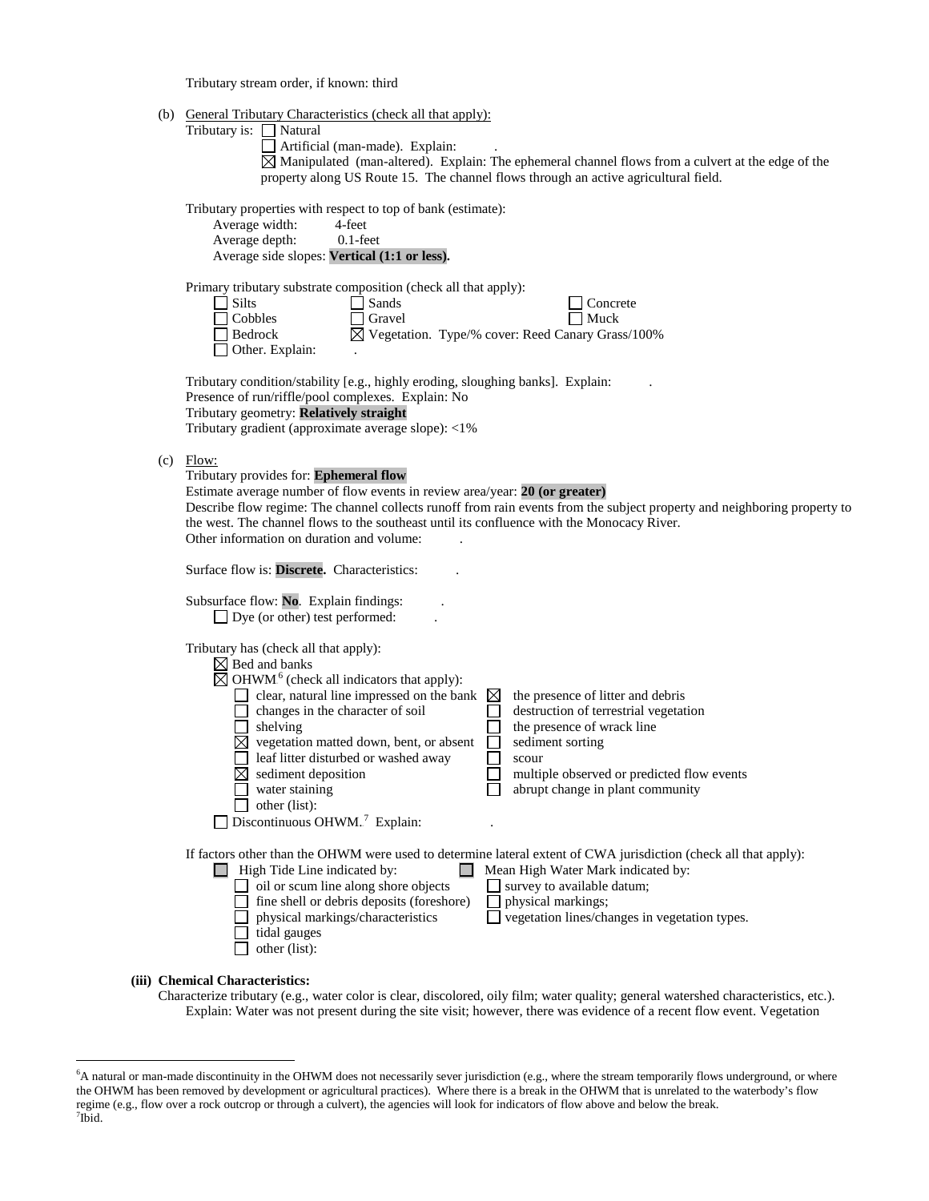Tributary stream order, if known: third

(b) General Tributary Characteristics (check all that apply):

Tributary is: ☐ Natural

☐ Artificial (man-made). Explain: .

☒ Manipulated (man-altered). Explain: The ephemeral channel flows from a culvert at the edge of the property along US Route 15. The channel flows through an active agricultural field.

Tributary properties with respect to top of bank (estimate):

Average width: 4-feet

Average depth: 0.1-feet

Average side slopes: **Vertical (1:1 or less).**

Primary tributary substrate composition (check all that apply):

| | | |
|---|---|---|
| ☐ Silts | ☐ Sands | ☐ Concrete |
| ☐ Cobbles | ☐ Gravel | ☐ Muck |
| ☐ Bedrock | ☒ Vegetation. Type/% cover: Reed Canary Grass/100% | |
| ☐ Other. Explain: . | | |

Tributary condition/stability [e.g., highly eroding, sloughing banks]. Explain: .

Presence of run/riffle/pool complexes. Explain: No

Tributary geometry: **Relatively straight**

Tributary gradient (approximate average slope): <1%

(c) Flow:

Tributary provides for: **Ephemeral flow**

Estimate average number of flow events in review area/year: **20 (or greater)**

Describe flow regime: The channel collects runoff from rain events from the subject property and neighboring property to the west. The channel flows to the southeast until its confluence with the Monocacy River.

Other information on duration and volume: .

Surface flow is: **Discrete.** Characteristics: .

Subsurface flow: **No**. Explain findings: .

☐ Dye (or other) test performed: .

Tributary has (check all that apply):

☒ Bed and banks

☒ OHWM[6] (check all indicators that apply):

| | |
|---|---|
| ☐ clear, natural line impressed on the bank | ☒ the presence of litter and debris |
| ☐ changes in the character of soil | ☐ destruction of terrestrial vegetation |
| ☐ shelving | ☐ the presence of wrack line |
| ☒ vegetation matted down, bent, or absent | ☐ sediment sorting |
| ☐ leaf litter disturbed or washed away | ☐ scour |
| ☒ sediment deposition | ☐ multiple observed or predicted flow events |
| ☐ water staining | ☐ abrupt change in plant community |
| ☐ other (list): | |

☐ Discontinuous OHWM.[7] Explain: .

If factors other than the OHWM were used to determine lateral extent of CWA jurisdiction (check all that apply):

| | |
|---|---|
| ☐ High Tide Line indicated by: | ☐ Mean High Water Mark indicated by: |
| ☐ oil or scum line along shore objects | ☐ survey to available datum; |
| ☐ fine shell or debris deposits (foreshore) | ☐ physical markings; |
| ☐ physical markings/characteristics | ☐ vegetation lines/changes in vegetation types. |
| ☐ tidal gauges | |
| ☐ other (list): | |

**(iii) Chemical Characteristics:**

Characterize tributary (e.g., water color is clear, discolored, oily film; water quality; general watershed characteristics, etc.). Explain: Water was not present during the site visit; however, there was evidence of a recent flow event. Vegetation

---

[6] A natural or man-made discontinuity in the OHWM does not necessarily sever jurisdiction (e.g., where the stream temporarily flows underground, or where the OHWM has been removed by development or agricultural practices). Where there is a break in the OHWM that is unrelated to the waterbody's flow regime (e.g., flow over a rock outcrop or through a culvert), the agencies will look for indicators of flow above and below the break.

[7] Ibid.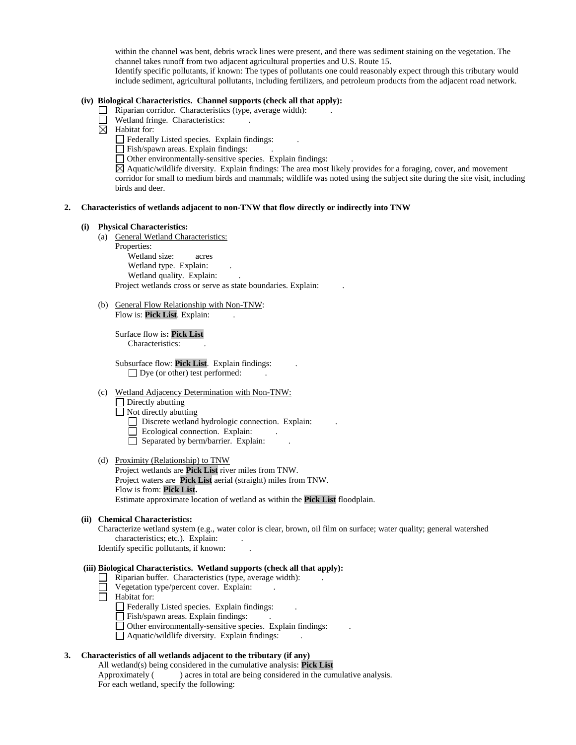within the channel was bent, debris wrack lines were present, and there was sediment staining on the vegetation. The channel takes runoff from two adjacent agricultural properties and U.S. Route 15.
Identify specific pollutants, if known: The types of pollutants one could reasonably expect through this tributary would include sediment, agricultural pollutants, including fertilizers, and petroleum products from the adjacent road network.

**(iv) Biological Characteristics. Channel supports (check all that apply):**

- ☐ Riparian corridor. Characteristics (type, average width): .
- ☐ Wetland fringe. Characteristics: .
- ☒ Habitat for:
  - ☐ Federally Listed species. Explain findings: .
  - ☐ Fish/spawn areas. Explain findings: .
  - ☐ Other environmentally-sensitive species. Explain findings: .
  - ☒ Aquatic/wildlife diversity. Explain findings: The area most likely provides for a foraging, cover, and movement corridor for small to medium birds and mammals; wildlife was noted using the subject site during the site visit, including birds and deer.

**2. Characteristics of wetlands adjacent to non-TNW that flow directly or indirectly into TNW**

**(i) Physical Characteristics:**

(a) General Wetland Characteristics:
Properties:
Wetland size: acres
Wetland type. Explain: .
Wetland quality. Explain: .
Project wetlands cross or serve as state boundaries. Explain: .

(b) General Flow Relationship with Non-TNW:
Flow is: **Pick List**. Explain: .

Surface flow is**: Pick List**
Characteristics: .

Subsurface flow: **Pick List**. Explain findings: .
☐ Dye (or other) test performed: .

(c) Wetland Adjacency Determination with Non-TNW:
☐ Directly abutting
☐ Not directly abutting
☐ Discrete wetland hydrologic connection. Explain: .
☐ Ecological connection. Explain: .
☐ Separated by berm/barrier. Explain: .

(d) Proximity (Relationship) to TNW
Project wetlands are **Pick List** river miles from TNW.
Project waters are **Pick List** aerial (straight) miles from TNW.
Flow is from: **Pick List.**
Estimate approximate location of wetland as within the **Pick List** floodplain.

**(ii) Chemical Characteristics:**
Characterize wetland system (e.g., water color is clear, brown, oil film on surface; water quality; general watershed characteristics; etc.). Explain: .
Identify specific pollutants, if known: .

**(iii) Biological Characteristics. Wetland supports (check all that apply):**

- ☐ Riparian buffer. Characteristics (type, average width): .
- ☐ Vegetation type/percent cover. Explain: .
- ☐ Habitat for:
  - ☐ Federally Listed species. Explain findings: .
  - ☐ Fish/spawn areas. Explain findings: .
  - ☐ Other environmentally-sensitive species. Explain findings: .
  - ☐ Aquatic/wildlife diversity. Explain findings: .

**3. Characteristics of all wetlands adjacent to the tributary (if any)**
All wetland(s) being considered in the cumulative analysis: **Pick List**
Approximately ( ) acres in total are being considered in the cumulative analysis.
For each wetland, specify the following: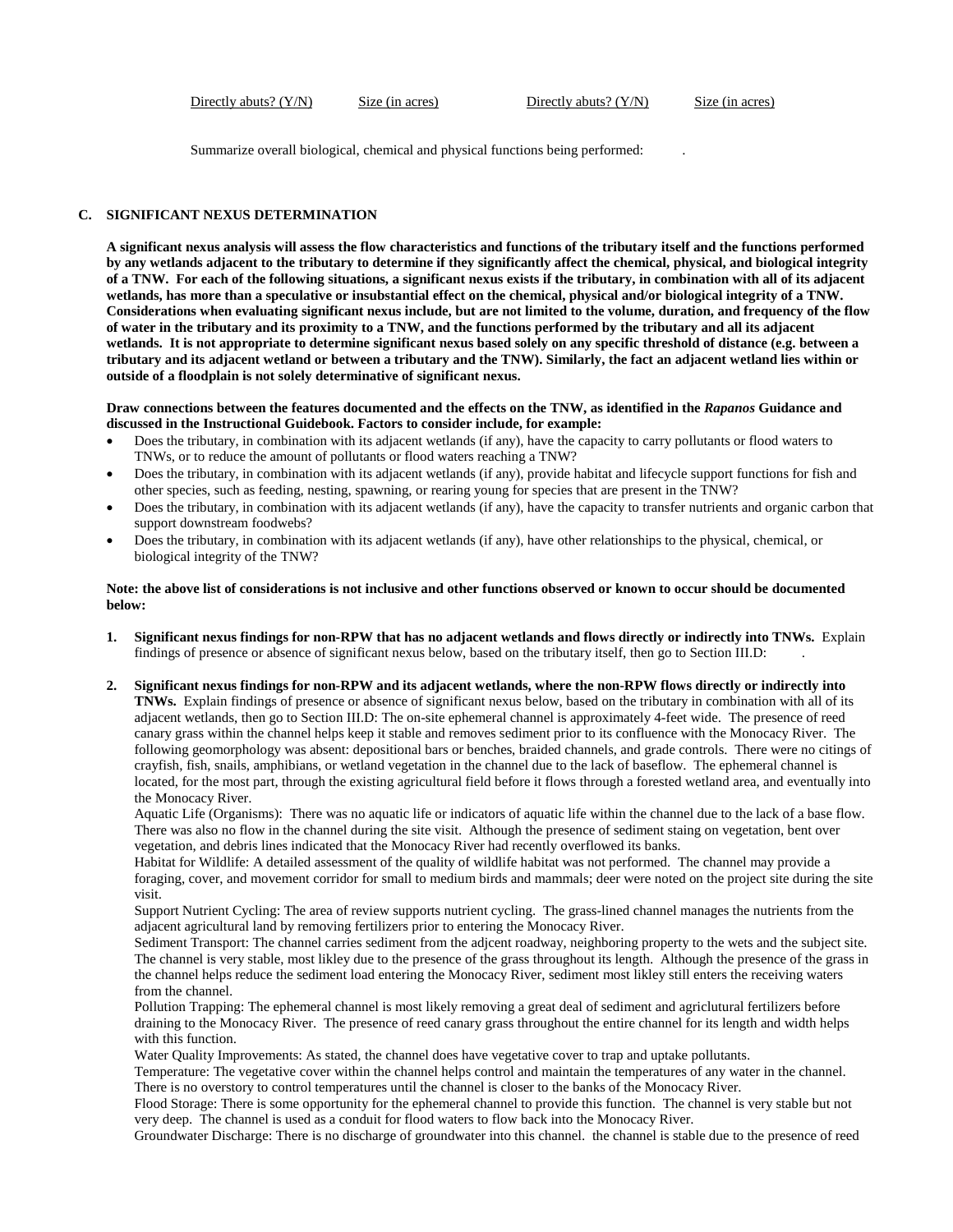Directly abuts? (Y/N) Size (in acres) Directly abuts? (Y/N) Size (in acres)

Summarize overall biological, chemical and physical functions being performed: .

**C. SIGNIFICANT NEXUS DETERMINATION**

**A significant nexus analysis will assess the flow characteristics and functions of the tributary itself and the functions performed by any wetlands adjacent to the tributary to determine if they significantly affect the chemical, physical, and biological integrity of a TNW. For each of the following situations, a significant nexus exists if the tributary, in combination with all of its adjacent wetlands, has more than a speculative or insubstantial effect on the chemical, physical and/or biological integrity of a TNW. Considerations when evaluating significant nexus include, but are not limited to the volume, duration, and frequency of the flow of water in the tributary and its proximity to a TNW, and the functions performed by the tributary and all its adjacent wetlands. It is not appropriate to determine significant nexus based solely on any specific threshold of distance (e.g. between a tributary and its adjacent wetland or between a tributary and the TNW). Similarly, the fact an adjacent wetland lies within or outside of a floodplain is not solely determinative of significant nexus.**

**Draw connections between the features documented and the effects on the TNW, as identified in the *Rapanos* Guidance and discussed in the Instructional Guidebook. Factors to consider include, for example:**

- Does the tributary, in combination with its adjacent wetlands (if any), have the capacity to carry pollutants or flood waters to TNWs, or to reduce the amount of pollutants or flood waters reaching a TNW?
- Does the tributary, in combination with its adjacent wetlands (if any), provide habitat and lifecycle support functions for fish and other species, such as feeding, nesting, spawning, or rearing young for species that are present in the TNW?
- Does the tributary, in combination with its adjacent wetlands (if any), have the capacity to transfer nutrients and organic carbon that support downstream foodwebs?
- Does the tributary, in combination with its adjacent wetlands (if any), have other relationships to the physical, chemical, or biological integrity of the TNW?

**Note: the above list of considerations is not inclusive and other functions observed or known to occur should be documented below:**

1. **Significant nexus findings for non-RPW that has no adjacent wetlands and flows directly or indirectly into TNWs.** Explain findings of presence or absence of significant nexus below, based on the tributary itself, then go to Section III.D: .

2. **Significant nexus findings for non-RPW and its adjacent wetlands, where the non-RPW flows directly or indirectly into TNWs.** Explain findings of presence or absence of significant nexus below, based on the tributary in combination with all of its adjacent wetlands, then go to Section III.D: The on-site ephemeral channel is approximately 4-feet wide. The presence of reed canary grass within the channel helps keep it stable and removes sediment prior to its confluence with the Monocacy River. The following geomorphology was absent: depositional bars or benches, braided channels, and grade controls. There were no citings of crayfish, fish, snails, amphibians, or wetland vegetation in the channel due to the lack of baseflow. The ephemeral channel is located, for the most part, through the existing agricultural field before it flows through a forested wetland area, and eventually into the Monocacy River.
   Aquatic Life (Organisms): There was no aquatic life or indicators of aquatic life within the channel due to the lack of a base flow. There was also no flow in the channel during the site visit. Although the presence of sediment staing on vegetation, bent over vegetation, and debris lines indicated that the Monocacy River had recently overflowed its banks.
   Habitat for Wildlife: A detailed assessment of the quality of wildlife habitat was not performed. The channel may provide a foraging, cover, and movement corridor for small to medium birds and mammals; deer were noted on the project site during the site visit.
   Support Nutrient Cycling: The area of review supports nutrient cycling. The grass-lined channel manages the nutrients from the adjacent agricultural land by removing fertilizers prior to entering the Monocacy River.
   Sediment Transport: The channel carries sediment from the adjcent roadway, neighboring property to the wets and the subject site. The channel is very stable, most likley due to the presence of the grass throughout its length. Although the presence of the grass in the channel helps reduce the sediment load entering the Monocacy River, sediment most likley still enters the receiving waters from the channel.
   Pollution Trapping: The ephemeral channel is most likely removing a great deal of sediment and agriclutural fertilizers before draining to the Monocacy River. The presence of reed canary grass throughout the entire channel for its length and width helps with this function.
   Water Quality Improvements: As stated, the channel does have vegetative cover to trap and uptake pollutants.
   Temperature: The vegetative cover within the channel helps control and maintain the temperatures of any water in the channel. There is no overstory to control temperatures until the channel is closer to the banks of the Monocacy River.
   Flood Storage: There is some opportunity for the ephemeral channel to provide this function. The channel is very stable but not very deep. The channel is used as a conduit for flood waters to flow back into the Monocacy River.
   Groundwater Discharge: There is no discharge of groundwater into this channel. the channel is stable due to the presence of reed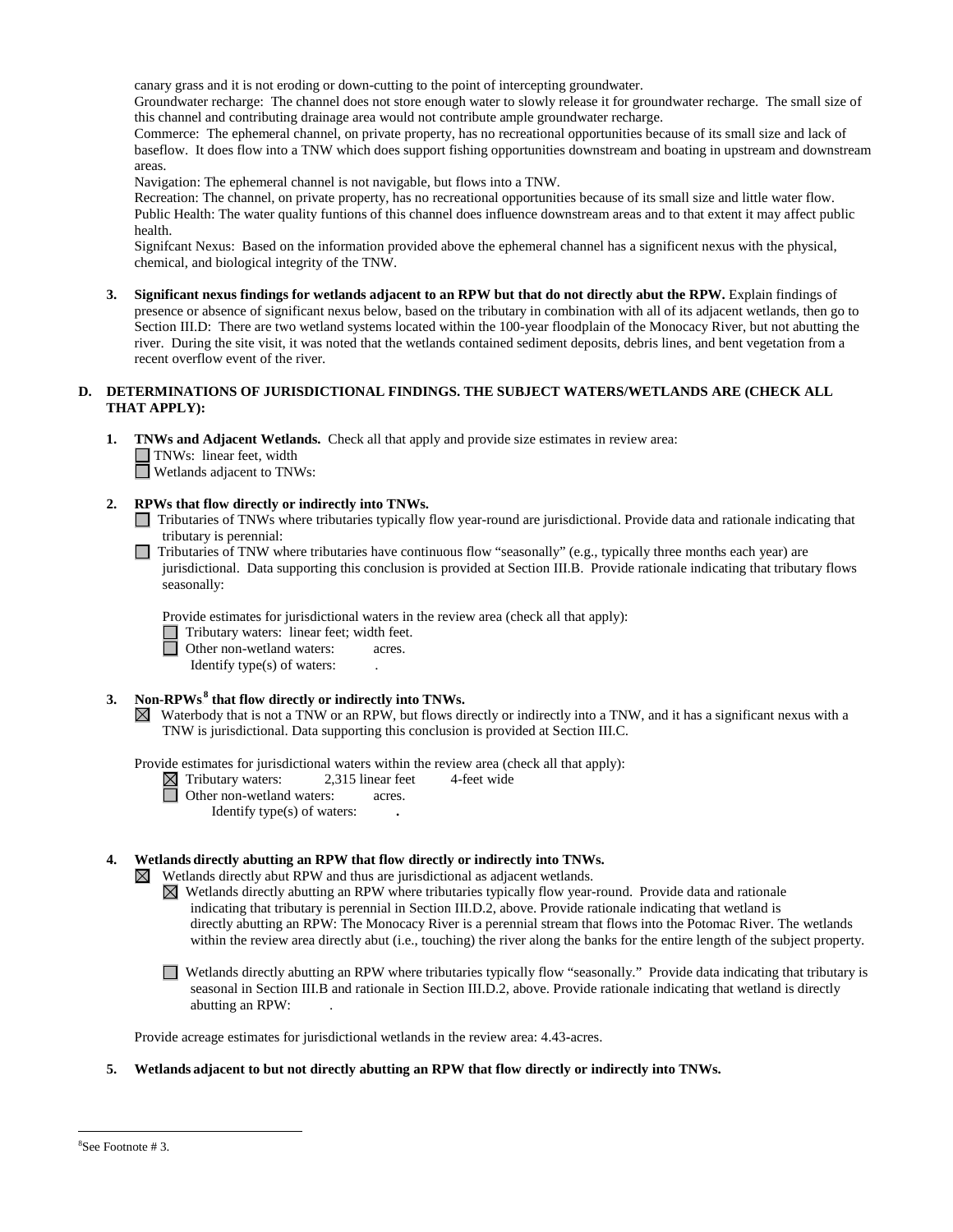canary grass and it is not eroding or down-cutting to the point of intercepting groundwater.
Groundwater recharge: The channel does not store enough water to slowly release it for groundwater recharge. The small size of this channel and contributing drainage area would not contribute ample groundwater recharge.
Commerce: The ephemeral channel, on private property, has no recreational opportunities because of its small size and lack of baseflow. It does flow into a TNW which does support fishing opportunities downstream and boating in upstream and downstream areas.
Navigation: The ephemeral channel is not navigable, but flows into a TNW.
Recreation: The channel, on private property, has no recreational opportunities because of its small size and little water flow.
Public Health: The water quality funtions of this channel does influence downstream areas and to that extent it may affect public health.
Signifcant Nexus: Based on the information provided above the ephemeral channel has a significent nexus with the physical, chemical, and biological integrity of the TNW.

3. **Significant nexus findings for wetlands adjacent to an RPW but that do not directly abut the RPW.** Explain findings of presence or absence of significant nexus below, based on the tributary in combination with all of its adjacent wetlands, then go to Section III.D: There are two wetland systems located within the 100-year floodplain of the Monocacy River, but not abutting the river. During the site visit, it was noted that the wetlands contained sediment deposits, debris lines, and bent vegetation from a recent overflow event of the river.

### D. DETERMINATIONS OF JURISDICTIONAL FINDINGS. THE SUBJECT WATERS/WETLANDS ARE (CHECK ALL THAT APPLY):

1. **TNWs and Adjacent Wetlands.** Check all that apply and provide size estimates in review area:
   - ☐ TNWs: linear feet, width
   - ☐ Wetlands adjacent to TNWs:

2. **RPWs that flow directly or indirectly into TNWs.**
   - ☐ Tributaries of TNWs where tributaries typically flow year-round are jurisdictional. Provide data and rationale indicating that tributary is perennial:
   - ☐ Tributaries of TNW where tributaries have continuous flow "seasonally" (e.g., typically three months each year) are jurisdictional. Data supporting this conclusion is provided at Section III.B. Provide rationale indicating that tributary flows seasonally:

   Provide estimates for jurisdictional waters in the review area (check all that apply):
   - ☐ Tributary waters: linear feet; width feet.
   - ☐ Other non-wetland waters: acres.
     Identify type(s) of waters: .

3. **Non-RPWs[8] that flow directly or indirectly into TNWs.**
   - ☒ Waterbody that is not a TNW or an RPW, but flows directly or indirectly into a TNW, and it has a significant nexus with a TNW is jurisdictional. Data supporting this conclusion is provided at Section III.C.

   Provide estimates for jurisdictional waters within the review area (check all that apply):
   - ☒ Tributary waters: 2,315 linear feet 4-feet wide
   - ☐ Other non-wetland waters: acres.
     Identify type(s) of waters: .

4. **Wetlands directly abutting an RPW that flow directly or indirectly into TNWs.**
   - ☒ Wetlands directly abut RPW and thus are jurisdictional as adjacent wetlands.
     - ☒ Wetlands directly abutting an RPW where tributaries typically flow year-round. Provide data and rationale indicating that tributary is perennial in Section III.D.2, above. Provide rationale indicating that wetland is directly abutting an RPW: The Monocacy River is a perennial stream that flows into the Potomac River. The wetlands within the review area directly abut (i.e., touching) the river along the banks for the entire length of the subject property.
     - ☐ Wetlands directly abutting an RPW where tributaries typically flow "seasonally." Provide data indicating that tributary is seasonal in Section III.B and rationale in Section III.D.2, above. Provide rationale indicating that wetland is directly abutting an RPW: .

   Provide acreage estimates for jurisdictional wetlands in the review area: 4.43-acres.

5. **Wetlands adjacent to but not directly abutting an RPW that flow directly or indirectly into TNWs.**

---

[8] See Footnote # 3.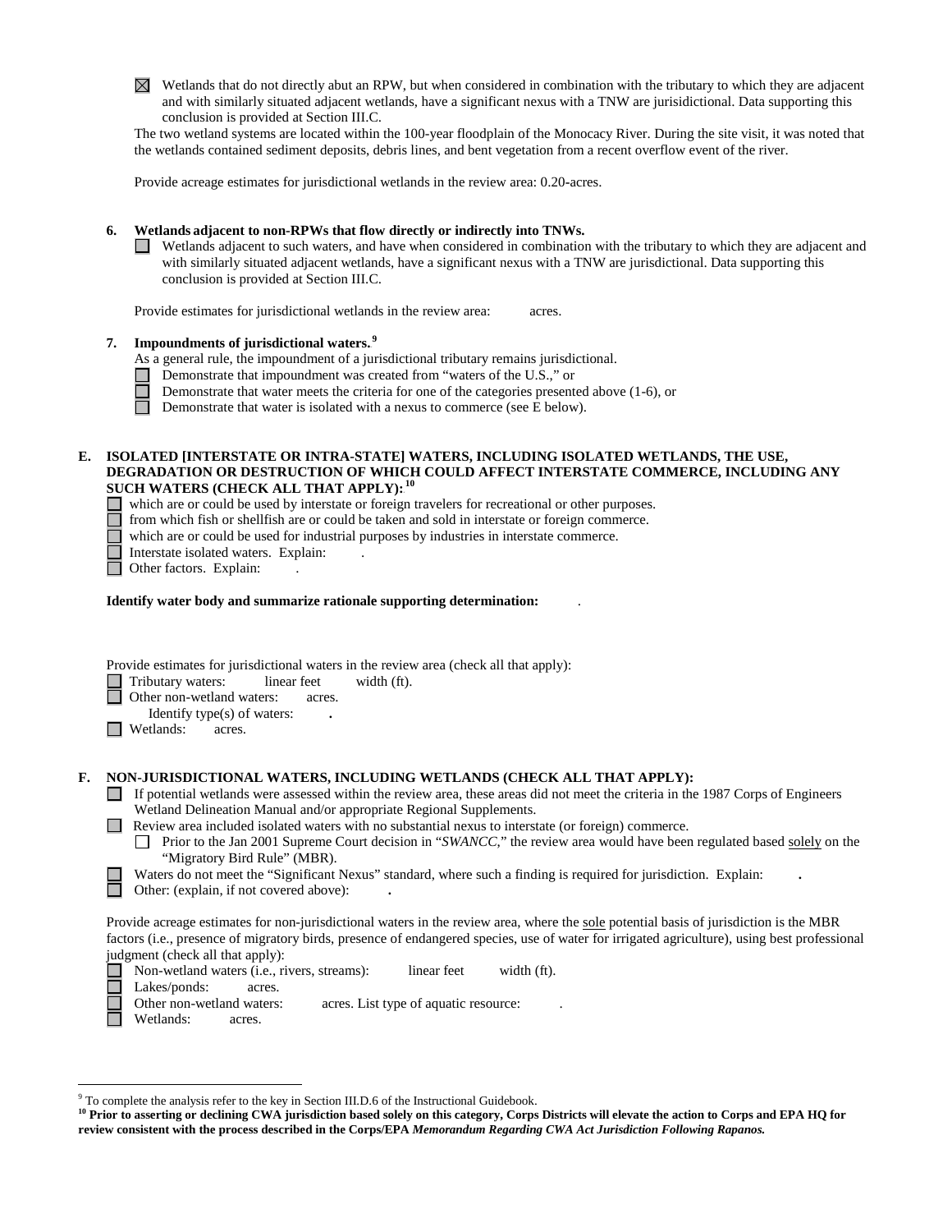☒ Wetlands that do not directly abut an RPW, but when considered in combination with the tributary to which they are adjacent and with similarly situated adjacent wetlands, have a significant nexus with a TNW are jurisdictional. Data supporting this conclusion is provided at Section III.C.

The two wetland systems are located within the 100-year floodplain of the Monocacy River. During the site visit, it was noted that the wetlands contained sediment deposits, debris lines, and bent vegetation from a recent overflow event of the river.

Provide acreage estimates for jurisdictional wetlands in the review area: 0.20-acres.

**6. Wetlands adjacent to non-RPWs that flow directly or indirectly into TNWs.**

☐ Wetlands adjacent to such waters, and have when considered in combination with the tributary to which they are adjacent and with similarly situated adjacent wetlands, have a significant nexus with a TNW are jurisdictional. Data supporting this conclusion is provided at Section III.C.

Provide estimates for jurisdictional wetlands in the review area: acres.

**7. Impoundments of jurisdictional waters.**[9]

As a general rule, the impoundment of a jurisdictional tributary remains jurisdictional.

☐ Demonstrate that impoundment was created from "waters of the U.S.," or
☐ Demonstrate that water meets the criteria for one of the categories presented above (1-6), or
☐ Demonstrate that water is isolated with a nexus to commerce (see E below).

**E. ISOLATED [INTERSTATE OR INTRA-STATE] WATERS, INCLUDING ISOLATED WETLANDS, THE USE, DEGRADATION OR DESTRUCTION OF WHICH COULD AFFECT INTERSTATE COMMERCE, INCLUDING ANY SUCH WATERS (CHECK ALL THAT APPLY):**[10]

☐ which are or could be used by interstate or foreign travelers for recreational or other purposes.
☐ from which fish or shellfish are or could be taken and sold in interstate or foreign commerce.
☐ which are or could be used for industrial purposes by industries in interstate commerce.
☐ Interstate isolated waters. Explain: .
☐ Other factors. Explain: .

**Identify water body and summarize rationale supporting determination:** .

Provide estimates for jurisdictional waters in the review area (check all that apply):

☐ Tributary waters: linear feet width (ft).
☐ Other non-wetland waters: acres.
  Identify type(s) of waters: **.**
☐ Wetlands: acres.

**F. NON-JURISDICTIONAL WATERS, INCLUDING WETLANDS (CHECK ALL THAT APPLY):**

☐ If potential wetlands were assessed within the review area, these areas did not meet the criteria in the 1987 Corps of Engineers Wetland Delineation Manual and/or appropriate Regional Supplements.
☐ Review area included isolated waters with no substantial nexus to interstate (or foreign) commerce.
  ☐ Prior to the Jan 2001 Supreme Court decision in "*SWANCC*," the review area would have been regulated based solely on the "Migratory Bird Rule" (MBR).
☐ Waters do not meet the "Significant Nexus" standard, where such a finding is required for jurisdiction. Explain: **.**
☐ Other: (explain, if not covered above): **.**

Provide acreage estimates for non-jurisdictional waters in the review area, where the sole potential basis of jurisdiction is the MBR factors (i.e., presence of migratory birds, presence of endangered species, use of water for irrigated agriculture), using best professional judgment (check all that apply):

☐ Non-wetland waters (i.e., rivers, streams): linear feet width (ft).
☐ Lakes/ponds: acres.
☐ Other non-wetland waters: acres. List type of aquatic resource: .
☐ Wetlands: acres.

---

[9] To complete the analysis refer to the key in Section III.D.6 of the Instructional Guidebook.

[10] **Prior to asserting or declining CWA jurisdiction based solely on this category, Corps Districts will elevate the action to Corps and EPA HQ for review consistent with the process described in the Corps/EPA *Memorandum Regarding CWA Act Jurisdiction Following Rapanos.***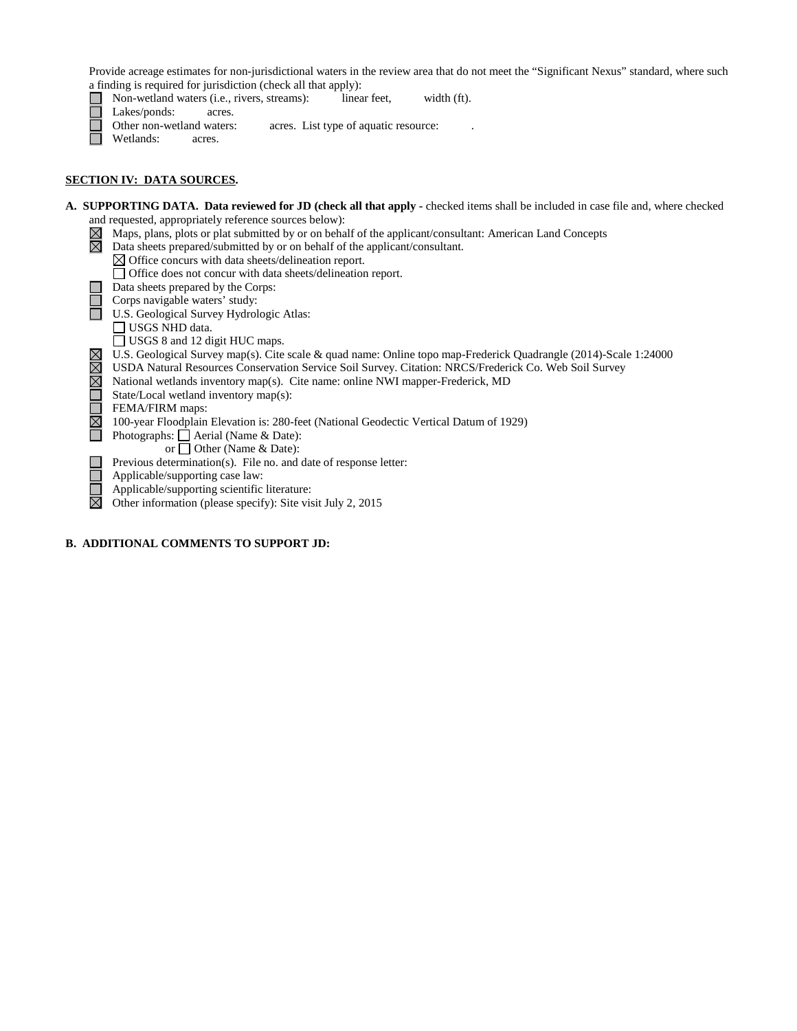Provide acreage estimates for non-jurisdictional waters in the review area that do not meet the "Significant Nexus" standard, where such a finding is required for jurisdiction (check all that apply):

- ☐ Non-wetland waters (i.e., rivers, streams): linear feet, width (ft).
- ☐ Lakes/ponds: acres.
- ☐ Other non-wetland waters: acres. List type of aquatic resource: .
- ☐ Wetlands: acres.

**SECTION IV: DATA SOURCES.**

**A. SUPPORTING DATA. Data reviewed for JD (check all that apply** - checked items shall be included in case file and, where checked and requested, appropriately reference sources below):

- ☒ Maps, plans, plots or plat submitted by or on behalf of the applicant/consultant: American Land Concepts
- ☒ Data sheets prepared/submitted by or on behalf of the applicant/consultant.
  - ☒ Office concurs with data sheets/delineation report.
  - ☐ Office does not concur with data sheets/delineation report.
- ☐ Data sheets prepared by the Corps:
- ☐ Corps navigable waters' study:
- ☐ U.S. Geological Survey Hydrologic Atlas:
  - ☐ USGS NHD data.
  - ☐ USGS 8 and 12 digit HUC maps.
- ☒ U.S. Geological Survey map(s). Cite scale & quad name: Online topo map-Frederick Quadrangle (2014)-Scale 1:24000
- ☒ USDA Natural Resources Conservation Service Soil Survey. Citation: NRCS/Frederick Co. Web Soil Survey
- ☒ National wetlands inventory map(s). Cite name: online NWI mapper-Frederick, MD
- ☐ State/Local wetland inventory map(s):
- ☐ FEMA/FIRM maps:
- ☒ 100-year Floodplain Elevation is: 280-feet (National Geodectic Vertical Datum of 1929)
- ☐ Photographs: ☐ Aerial (Name & Date):
  - or ☐ Other (Name & Date):
- ☐ Previous determination(s). File no. and date of response letter:
- ☐ Applicable/supporting case law:
- ☐ Applicable/supporting scientific literature:
- ☒ Other information (please specify): Site visit July 2, 2015

**B. ADDITIONAL COMMENTS TO SUPPORT JD:**